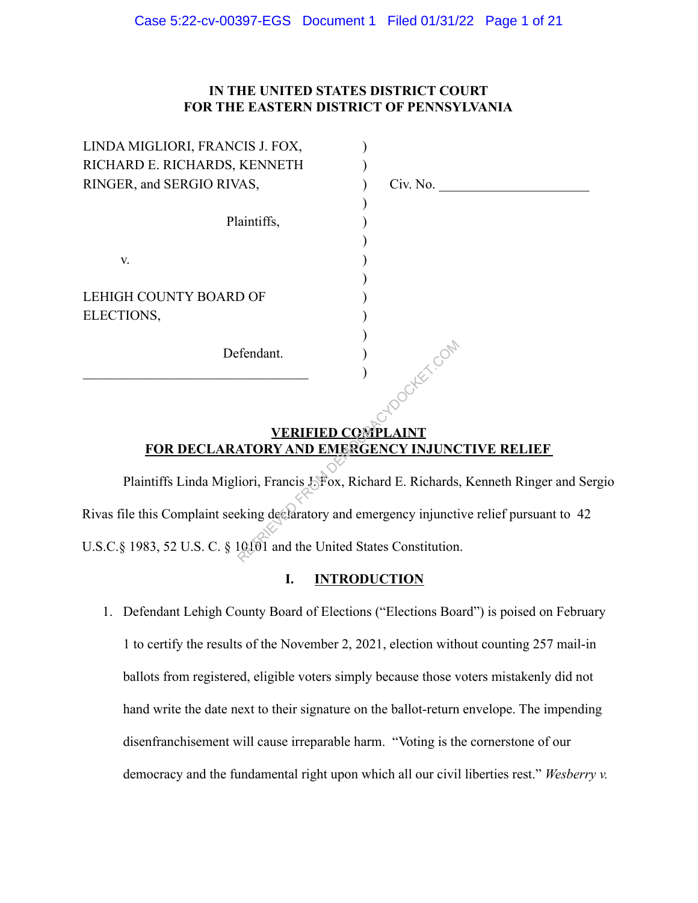# IN THE UNITED STATES DISTRICT COURT
# FOR THE EASTERN DISTRICT OF PENNSYLVANIA

| | | |
|---|---|---|
| LINDA MIGLIORI, FRANCIS J. FOX, RICHARD E. RICHARDS, KENNETH RINGER, and SERGIO RIVAS, | ) | Civ. No. \_\_\_\_\_\_\_\_\_\_\_\_\_\_\_\_\_\_\_\_ |
| Plaintiffs, | ) | |
| v. | ) | |
| LEHIGH COUNTY BOARD OF ELECTIONS, | ) | |
| Defendant. | ) | |

## VERIFIED COMPLAINT FOR DECLARATORY AND EMERGENCY INJUNCTIVE RELIEF

Plaintiffs Linda Migliori, Francis J. Fox, Richard E. Richards, Kenneth Ringer and Sergio Rivas file this Complaint seeking declaratory and emergency injunctive relief pursuant to 42 U.S.C.§ 1983, 52 U.S. C. § 10101 and the United States Constitution.

## I. INTRODUCTION

1. Defendant Lehigh County Board of Elections ("Elections Board") is poised on February 1 to certify the results of the November 2, 2021, election without counting 257 mail-in ballots from registered, eligible voters simply because those voters mistakenly did not hand write the date next to their signature on the ballot-return envelope. The impending disenfranchisement will cause irreparable harm. "Voting is the cornerstone of our democracy and the fundamental right upon which all our civil liberties rest." *Wesberry v.*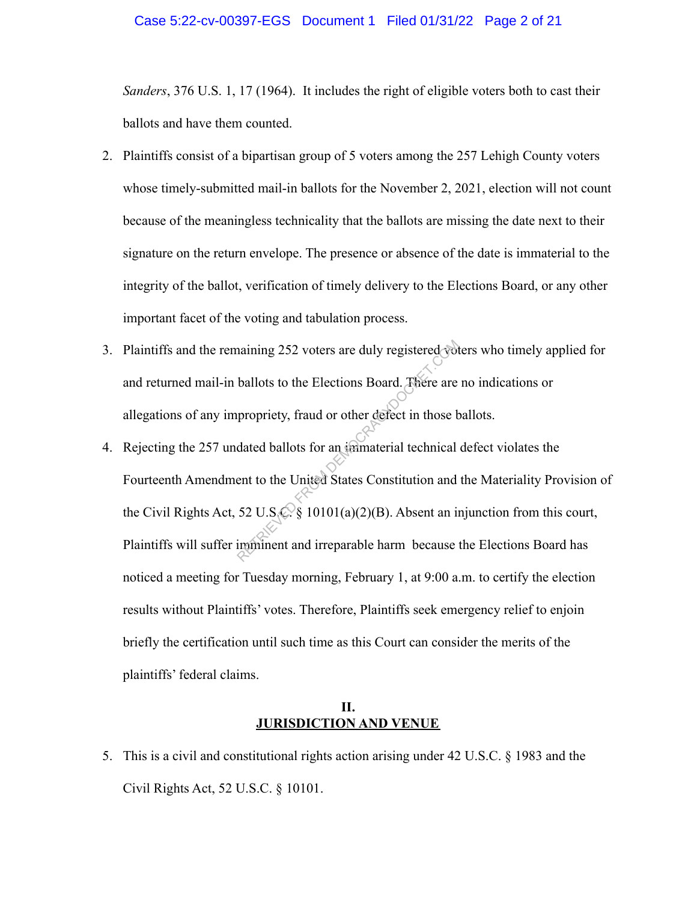*Sanders*, 376 U.S. 1, 17 (1964). It includes the right of eligible voters both to cast their ballots and have them counted.

2. Plaintiffs consist of a bipartisan group of 5 voters among the 257 Lehigh County voters whose timely-submitted mail-in ballots for the November 2, 2021, election will not count because of the meaningless technicality that the ballots are missing the date next to their signature on the return envelope. The presence or absence of the date is immaterial to the integrity of the ballot, verification of timely delivery to the Elections Board, or any other important facet of the voting and tabulation process.

3. Plaintiffs and the remaining 252 voters are duly registered voters who timely applied for and returned mail-in ballots to the Elections Board. There are no indications or allegations of any impropriety, fraud or other defect in those ballots.

4. Rejecting the 257 undated ballots for an immaterial technical defect violates the Fourteenth Amendment to the United States Constitution and the Materiality Provision of the Civil Rights Act, 52 U.S.C. § 10101(a)(2)(B). Absent an injunction from this court, Plaintiffs will suffer imminent and irreparable harm because the Elections Board has noticed a meeting for Tuesday morning, February 1, at 9:00 a.m. to certify the election results without Plaintiffs' votes. Therefore, Plaintiffs seek emergency relief to enjoin briefly the certification until such time as this Court can consider the merits of the plaintiffs' federal claims.

## II.
## JURISDICTION AND VENUE

5. This is a civil and constitutional rights action arising under 42 U.S.C. § 1983 and the Civil Rights Act, 52 U.S.C. § 10101.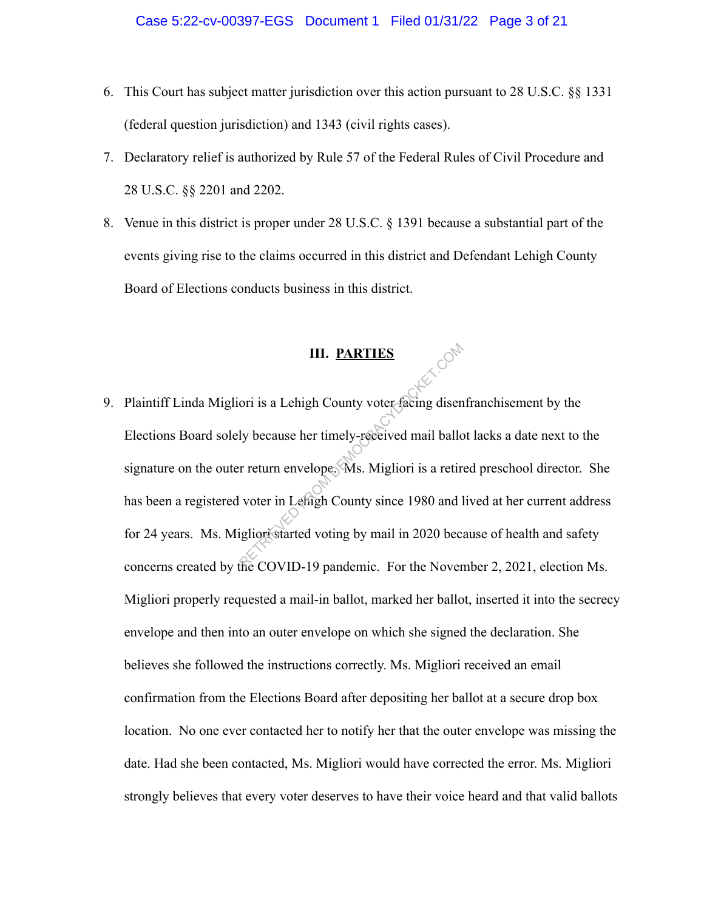6. This Court has subject matter jurisdiction over this action pursuant to 28 U.S.C. §§ 1331 (federal question jurisdiction) and 1343 (civil rights cases).

7. Declaratory relief is authorized by Rule 57 of the Federal Rules of Civil Procedure and 28 U.S.C. §§ 2201 and 2202.

8. Venue in this district is proper under 28 U.S.C. § 1391 because a substantial part of the events giving rise to the claims occurred in this district and Defendant Lehigh County Board of Elections conducts business in this district.

## III. PARTIES

9. Plaintiff Linda Migliori is a Lehigh County voter facing disenfranchisement by the Elections Board solely because her timely-received mail ballot lacks a date next to the signature on the outer return envelope. Ms. Migliori is a retired preschool director. She has been a registered voter in Lehigh County since 1980 and lived at her current address for 24 years. Ms. Migliori started voting by mail in 2020 because of health and safety concerns created by the COVID-19 pandemic. For the November 2, 2021, election Ms. Migliori properly requested a mail-in ballot, marked her ballot, inserted it into the secrecy envelope and then into an outer envelope on which she signed the declaration. She believes she followed the instructions correctly. Ms. Migliori received an email confirmation from the Elections Board after depositing her ballot at a secure drop box location. No one ever contacted her to notify her that the outer envelope was missing the date. Had she been contacted, Ms. Migliori would have corrected the error. Ms. Migliori strongly believes that every voter deserves to have their voice heard and that valid ballots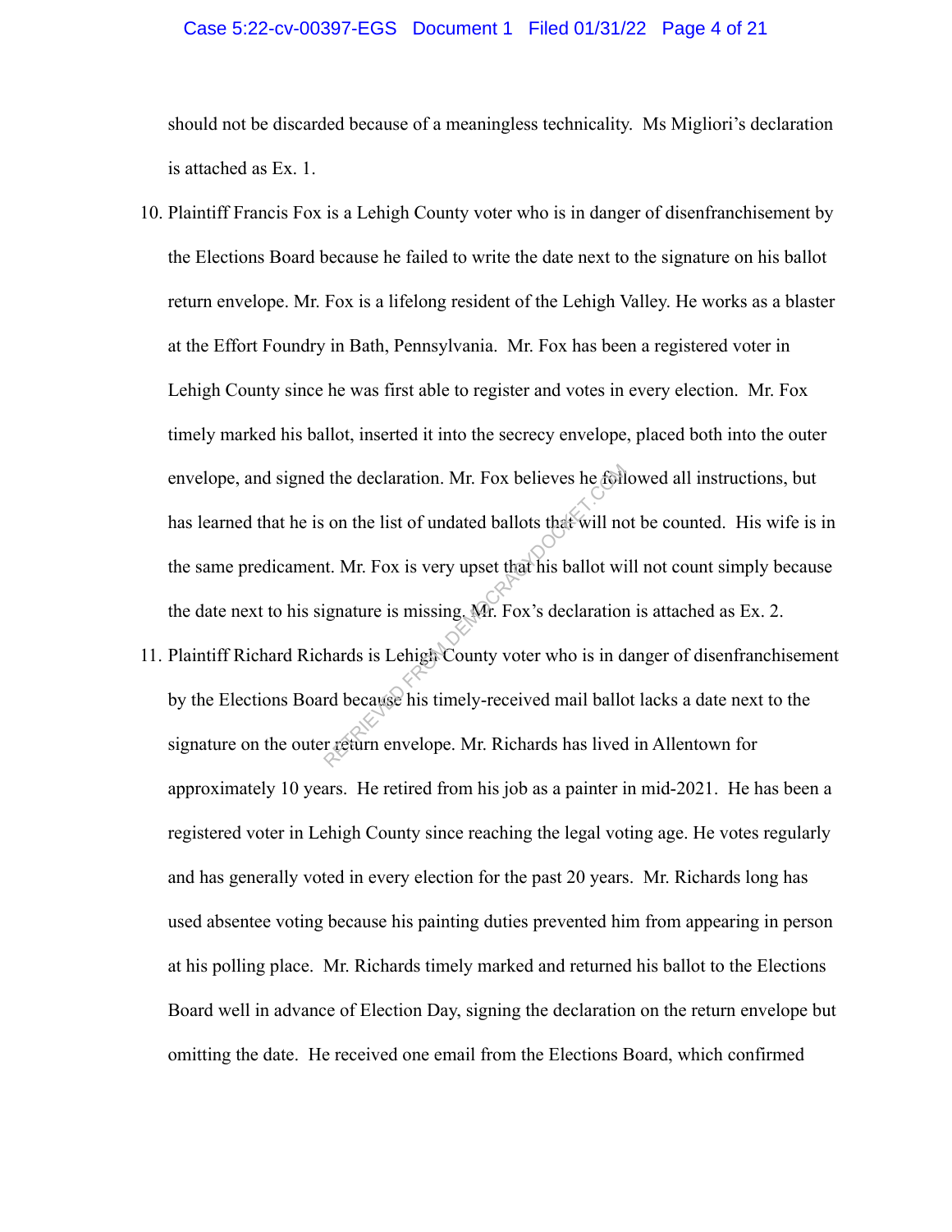should not be discarded because of a meaningless technicality. Ms Migliori's declaration is attached as Ex. 1.

10. Plaintiff Francis Fox is a Lehigh County voter who is in danger of disenfranchisement by the Elections Board because he failed to write the date next to the signature on his ballot return envelope. Mr. Fox is a lifelong resident of the Lehigh Valley. He works as a blaster at the Effort Foundry in Bath, Pennsylvania. Mr. Fox has been a registered voter in Lehigh County since he was first able to register and votes in every election. Mr. Fox timely marked his ballot, inserted it into the secrecy envelope, placed both into the outer envelope, and signed the declaration. Mr. Fox believes he followed all instructions, but has learned that he is on the list of undated ballots that will not be counted. His wife is in the same predicament. Mr. Fox is very upset that his ballot will not count simply because the date next to his signature is missing. Mr. Fox's declaration is attached as Ex. 2.

11. Plaintiff Richard Richards is Lehigh County voter who is in danger of disenfranchisement by the Elections Board because his timely-received mail ballot lacks a date next to the signature on the outer return envelope. Mr. Richards has lived in Allentown for approximately 10 years. He retired from his job as a painter in mid-2021. He has been a registered voter in Lehigh County since reaching the legal voting age. He votes regularly and has generally voted in every election for the past 20 years. Mr. Richards long has used absentee voting because his painting duties prevented him from appearing in person at his polling place. Mr. Richards timely marked and returned his ballot to the Elections Board well in advance of Election Day, signing the declaration on the return envelope but omitting the date. He received one email from the Elections Board, which confirmed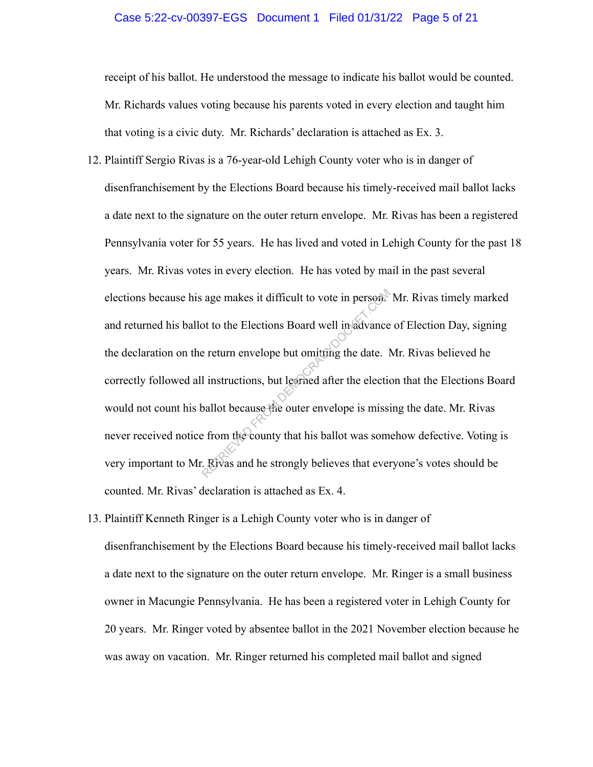receipt of his ballot. He understood the message to indicate his ballot would be counted. Mr. Richards values voting because his parents voted in every election and taught him that voting is a civic duty. Mr. Richards' declaration is attached as Ex. 3.

12. Plaintiff Sergio Rivas is a 76-year-old Lehigh County voter who is in danger of disenfranchisement by the Elections Board because his timely-received mail ballot lacks a date next to the signature on the outer return envelope. Mr. Rivas has been a registered Pennsylvania voter for 55 years. He has lived and voted in Lehigh County for the past 18 years. Mr. Rivas votes in every election. He has voted by mail in the past several elections because his age makes it difficult to vote in person. Mr. Rivas timely marked and returned his ballot to the Elections Board well in advance of Election Day, signing the declaration on the return envelope but omitting the date. Mr. Rivas believed he correctly followed all instructions, but learned after the election that the Elections Board would not count his ballot because the outer envelope is missing the date. Mr. Rivas never received notice from the county that his ballot was somehow defective. Voting is very important to Mr. Rivas and he strongly believes that everyone's votes should be counted. Mr. Rivas' declaration is attached as Ex. 4.

13. Plaintiff Kenneth Ringer is a Lehigh County voter who is in danger of disenfranchisement by the Elections Board because his timely-received mail ballot lacks a date next to the signature on the outer return envelope. Mr. Ringer is a small business owner in Macungie Pennsylvania. He has been a registered voter in Lehigh County for 20 years. Mr. Ringer voted by absentee ballot in the 2021 November election because he was away on vacation. Mr. Ringer returned his completed mail ballot and signed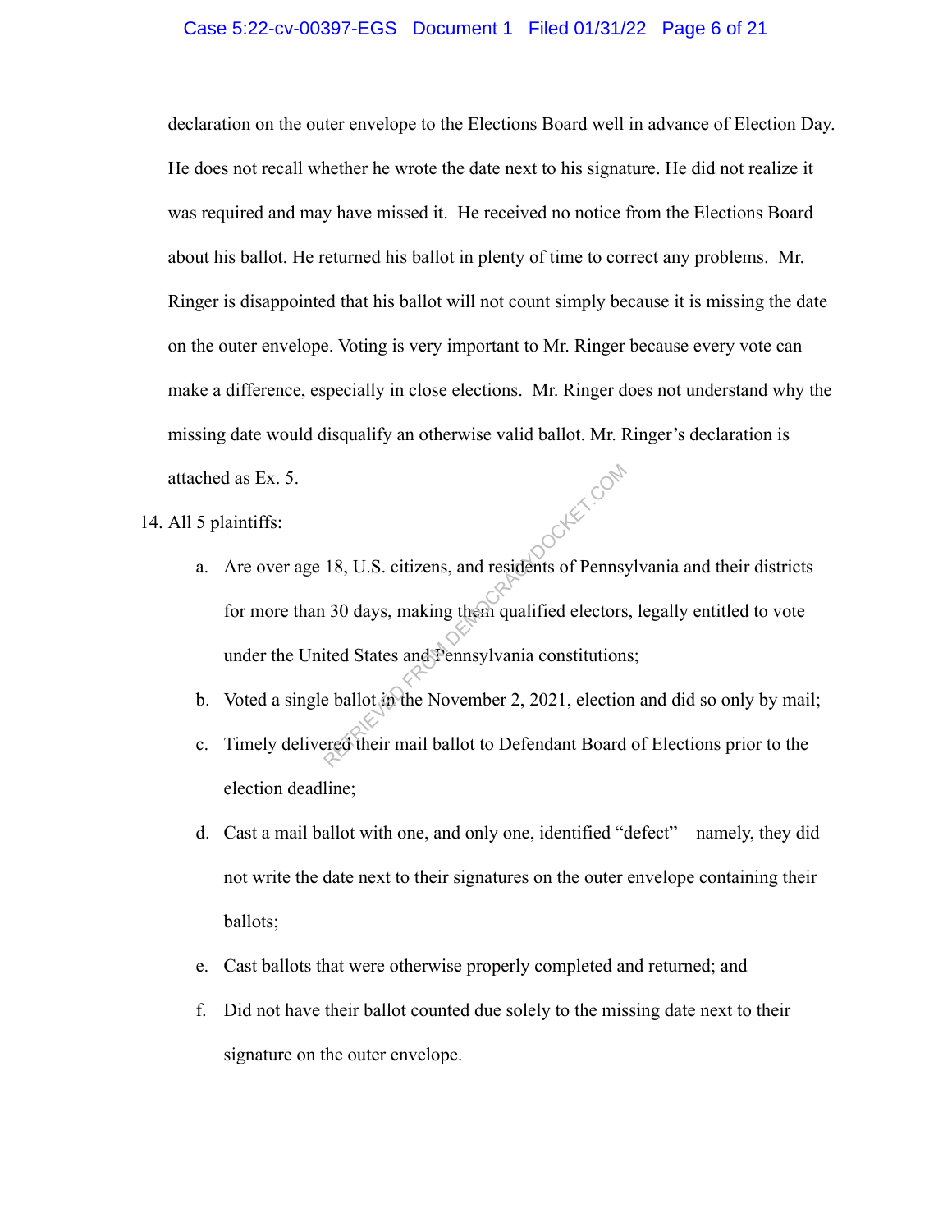declaration on the outer envelope to the Elections Board well in advance of Election Day. He does not recall whether he wrote the date next to his signature. He did not realize it was required and may have missed it. He received no notice from the Elections Board about his ballot. He returned his ballot in plenty of time to correct any problems. Mr. Ringer is disappointed that his ballot will not count simply because it is missing the date on the outer envelope. Voting is very important to Mr. Ringer because every vote can make a difference, especially in close elections. Mr. Ringer does not understand why the missing date would disqualify an otherwise valid ballot. Mr. Ringer's declaration is attached as Ex. 5.

14. All 5 plaintiffs:

    a. Are over age 18, U.S. citizens, and residents of Pennsylvania and their districts for more than 30 days, making them qualified electors, legally entitled to vote under the United States and Pennsylvania constitutions;

    b. Voted a single ballot in the November 2, 2021, election and did so only by mail;

    c. Timely delivered their mail ballot to Defendant Board of Elections prior to the election deadline;

    d. Cast a mail ballot with one, and only one, identified "defect"—namely, they did not write the date next to their signatures on the outer envelope containing their ballots;

    e. Cast ballots that were otherwise properly completed and returned; and

    f. Did not have their ballot counted due solely to the missing date next to their signature on the outer envelope.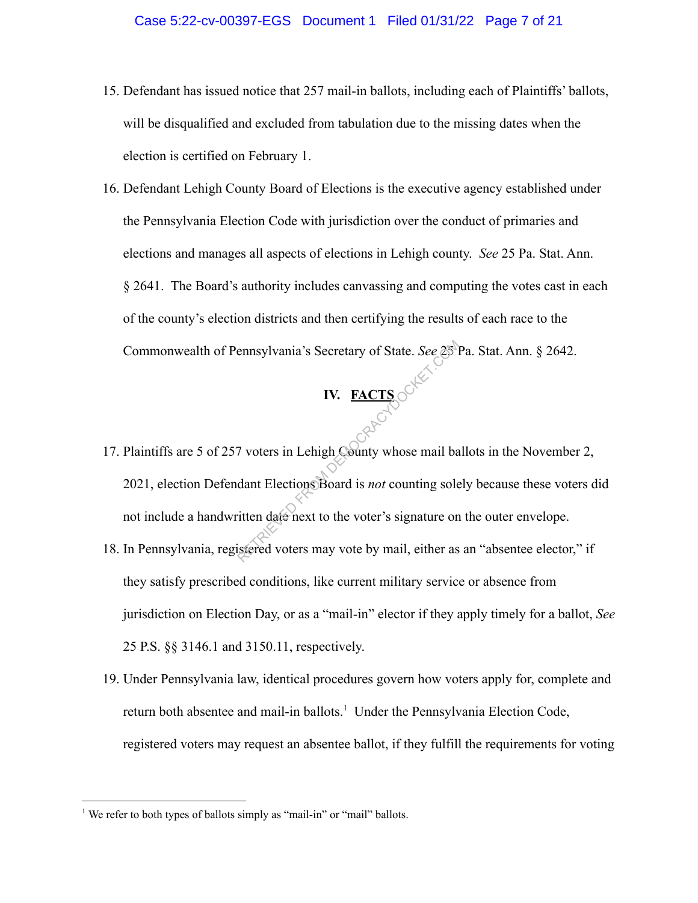15. Defendant has issued notice that 257 mail-in ballots, including each of Plaintiffs' ballots, will be disqualified and excluded from tabulation due to the missing dates when the election is certified on February 1.

16. Defendant Lehigh County Board of Elections is the executive agency established under the Pennsylvania Election Code with jurisdiction over the conduct of primaries and elections and manages all aspects of elections in Lehigh county. *See* 25 Pa. Stat. Ann. § 2641. The Board's authority includes canvassing and computing the votes cast in each of the county's election districts and then certifying the results of each race to the Commonwealth of Pennsylvania's Secretary of State. *See* 25 Pa. Stat. Ann. § 2642.

## IV. FACTS

17. Plaintiffs are 5 of 257 voters in Lehigh County whose mail ballots in the November 2, 2021, election Defendant Elections Board is *not* counting solely because these voters did not include a handwritten date next to the voter's signature on the outer envelope.

18. In Pennsylvania, registered voters may vote by mail, either as an "absentee elector," if they satisfy prescribed conditions, like current military service or absence from jurisdiction on Election Day, or as a "mail-in" elector if they apply timely for a ballot, *See* 25 P.S. §§ 3146.1 and 3150.11, respectively.

19. Under Pennsylvania law, identical procedures govern how voters apply for, complete and return both absentee and mail-in ballots.[1] Under the Pennsylvania Election Code, registered voters may request an absentee ballot, if they fulfill the requirements for voting

[1] We refer to both types of ballots simply as "mail-in" or "mail" ballots.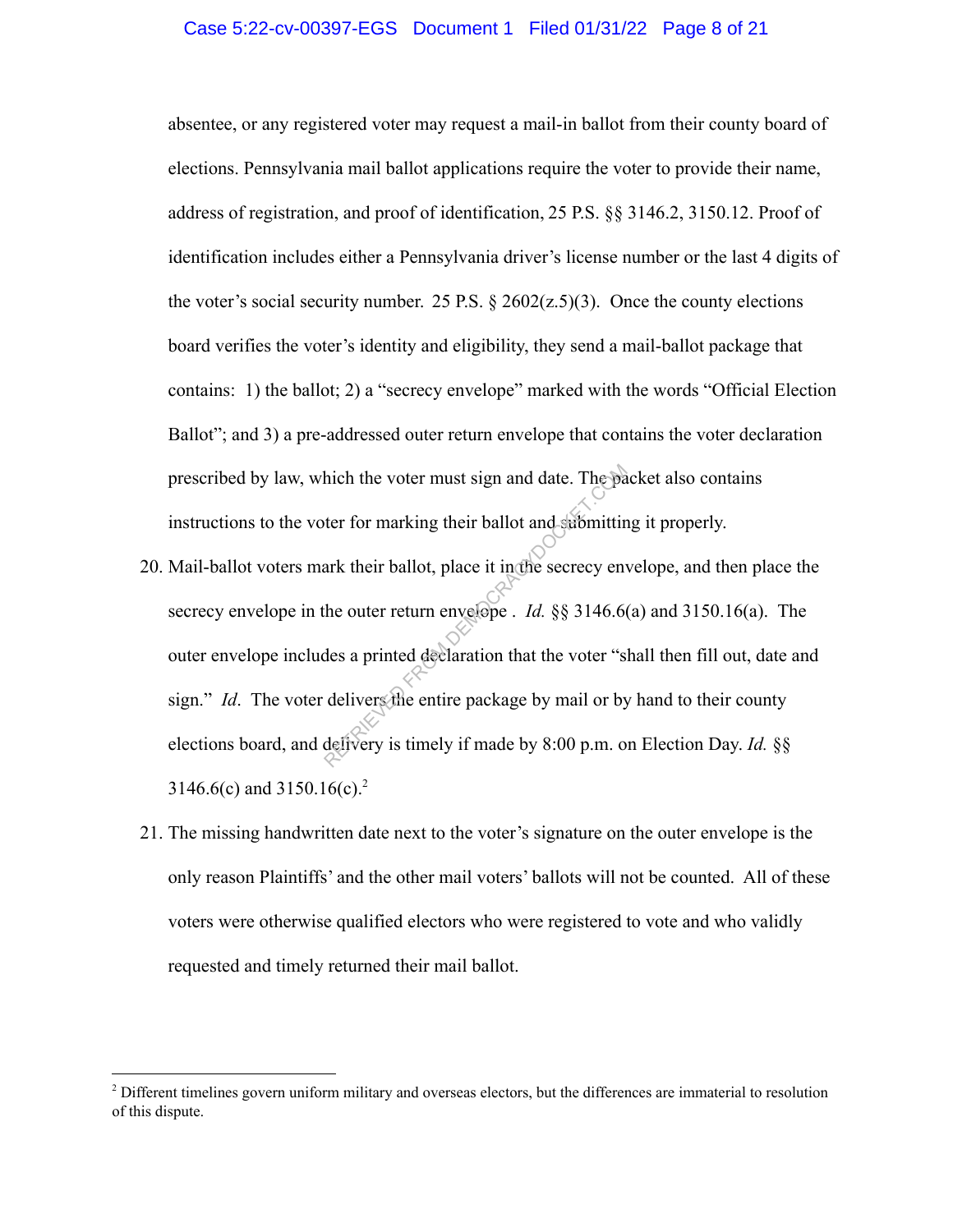absentee, or any registered voter may request a mail-in ballot from their county board of elections. Pennsylvania mail ballot applications require the voter to provide their name, address of registration, and proof of identification, 25 P.S. §§ 3146.2, 3150.12. Proof of identification includes either a Pennsylvania driver's license number or the last 4 digits of the voter's social security number. 25 P.S. § 2602(z.5)(3). Once the county elections board verifies the voter's identity and eligibility, they send a mail-ballot package that contains: 1) the ballot; 2) a "secrecy envelope" marked with the words "Official Election Ballot"; and 3) a pre-addressed outer return envelope that contains the voter declaration prescribed by law, which the voter must sign and date. The packet also contains instructions to the voter for marking their ballot and submitting it properly.

20. Mail-ballot voters mark their ballot, place it in the secrecy envelope, and then place the secrecy envelope in the outer return envelope . *Id.* §§ 3146.6(a) and 3150.16(a). The outer envelope includes a printed declaration that the voter "shall then fill out, date and sign." *Id*. The voter delivers the entire package by mail or by hand to their county elections board, and delivery is timely if made by 8:00 p.m. on Election Day. *Id.* §§ 3146.6(c) and 3150.16(c).[2]

21. The missing handwritten date next to the voter's signature on the outer envelope is the only reason Plaintiffs' and the other mail voters' ballots will not be counted. All of these voters were otherwise qualified electors who were registered to vote and who validly requested and timely returned their mail ballot.

---

[2] Different timelines govern uniform military and overseas electors, but the differences are immaterial to resolution of this dispute.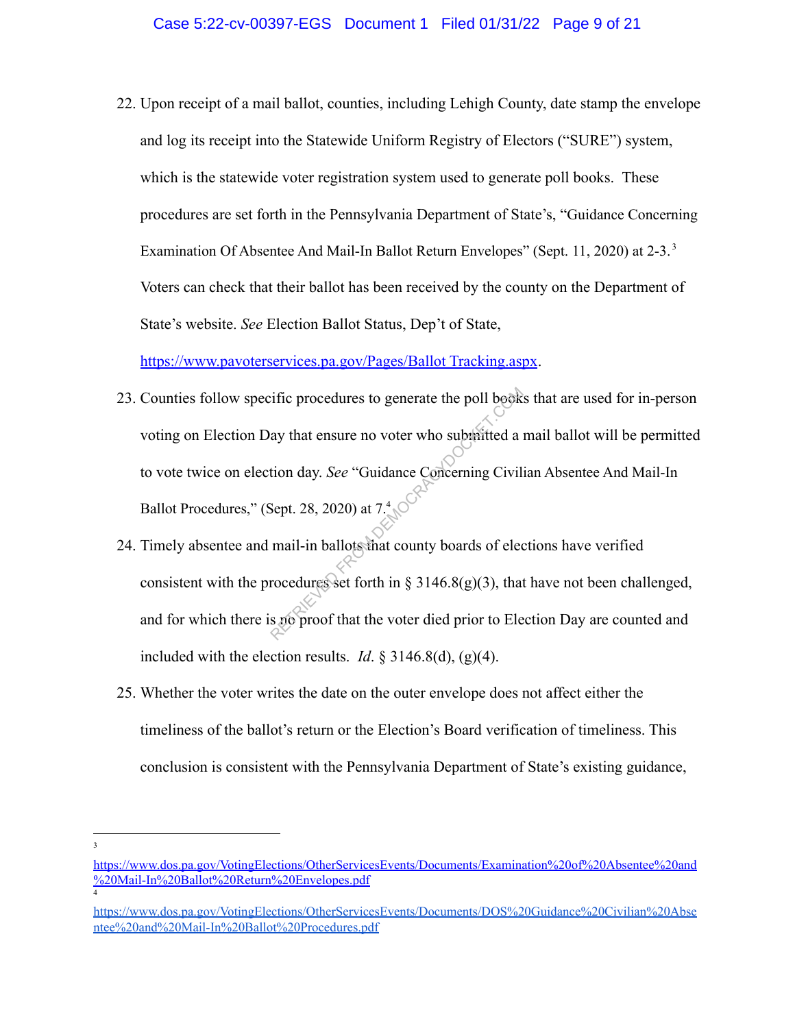22. Upon receipt of a mail ballot, counties, including Lehigh County, date stamp the envelope and log its receipt into the Statewide Uniform Registry of Electors ("SURE") system, which is the statewide voter registration system used to generate poll books. These procedures are set forth in the Pennsylvania Department of State's, "Guidance Concerning Examination Of Absentee And Mail-In Ballot Return Envelopes" (Sept. 11, 2020) at 2-3.[3] Voters can check that their ballot has been received by the county on the Department of State's website. *See* Election Ballot Status, Dep't of State, https://www.pavoterservices.pa.gov/Pages/Ballot Tracking.aspx.

23. Counties follow specific procedures to generate the poll books that are used for in-person voting on Election Day that ensure no voter who submitted a mail ballot will be permitted to vote twice on election day. *See* "Guidance Concerning Civilian Absentee And Mail-In Ballot Procedures," (Sept. 28, 2020) at 7.[4]

24. Timely absentee and mail-in ballots that county boards of elections have verified consistent with the procedures set forth in § 3146.8(g)(3), that have not been challenged, and for which there is no proof that the voter died prior to Election Day are counted and included with the election results. *Id*. § 3146.8(d), (g)(4).

25. Whether the voter writes the date on the outer envelope does not affect either the timeliness of the ballot's return or the Election's Board verification of timeliness. This conclusion is consistent with the Pennsylvania Department of State's existing guidance,

---

[3] https://www.dos.pa.gov/VotingElections/OtherServicesEvents/Documents/Examination%20of%20Absentee%20and%20Mail-In%20Ballot%20Return%20Envelopes.pdf

[4] https://www.dos.pa.gov/VotingElections/OtherServicesEvents/Documents/DOS%20Guidance%20Civilian%20Absentee%20and%20Mail-In%20Ballot%20Procedures.pdf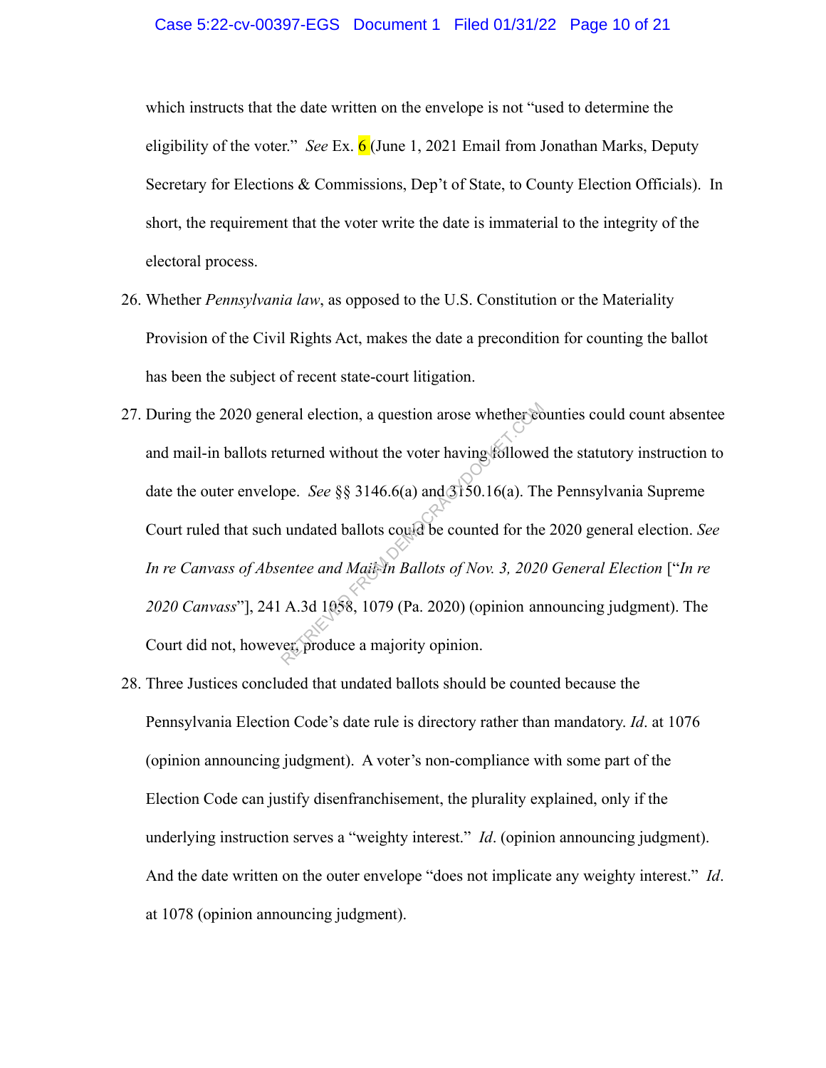which instructs that the date written on the envelope is not "used to determine the eligibility of the voter." *See* Ex. 6 (June 1, 2021 Email from Jonathan Marks, Deputy Secretary for Elections & Commissions, Dep't of State, to County Election Officials). In short, the requirement that the voter write the date is immaterial to the integrity of the electoral process.

26. Whether *Pennsylvania law*, as opposed to the U.S. Constitution or the Materiality Provision of the Civil Rights Act, makes the date a precondition for counting the ballot has been the subject of recent state-court litigation.

27. During the 2020 general election, a question arose whether counties could count absentee and mail-in ballots returned without the voter having followed the statutory instruction to date the outer envelope. *See* §§ 3146.6(a) and 3150.16(a). The Pennsylvania Supreme Court ruled that such undated ballots could be counted for the 2020 general election. *See In re Canvass of Absentee and Mail-In Ballots of Nov. 3, 2020 General Election* ["*In re 2020 Canvass*"], 241 A.3d 1058, 1079 (Pa. 2020) (opinion announcing judgment). The Court did not, however, produce a majority opinion.

28. Three Justices concluded that undated ballots should be counted because the Pennsylvania Election Code's date rule is directory rather than mandatory. *Id*. at 1076 (opinion announcing judgment). A voter's non-compliance with some part of the Election Code can justify disenfranchisement, the plurality explained, only if the underlying instruction serves a "weighty interest." *Id*. (opinion announcing judgment). And the date written on the outer envelope "does not implicate any weighty interest." *Id*. at 1078 (opinion announcing judgment).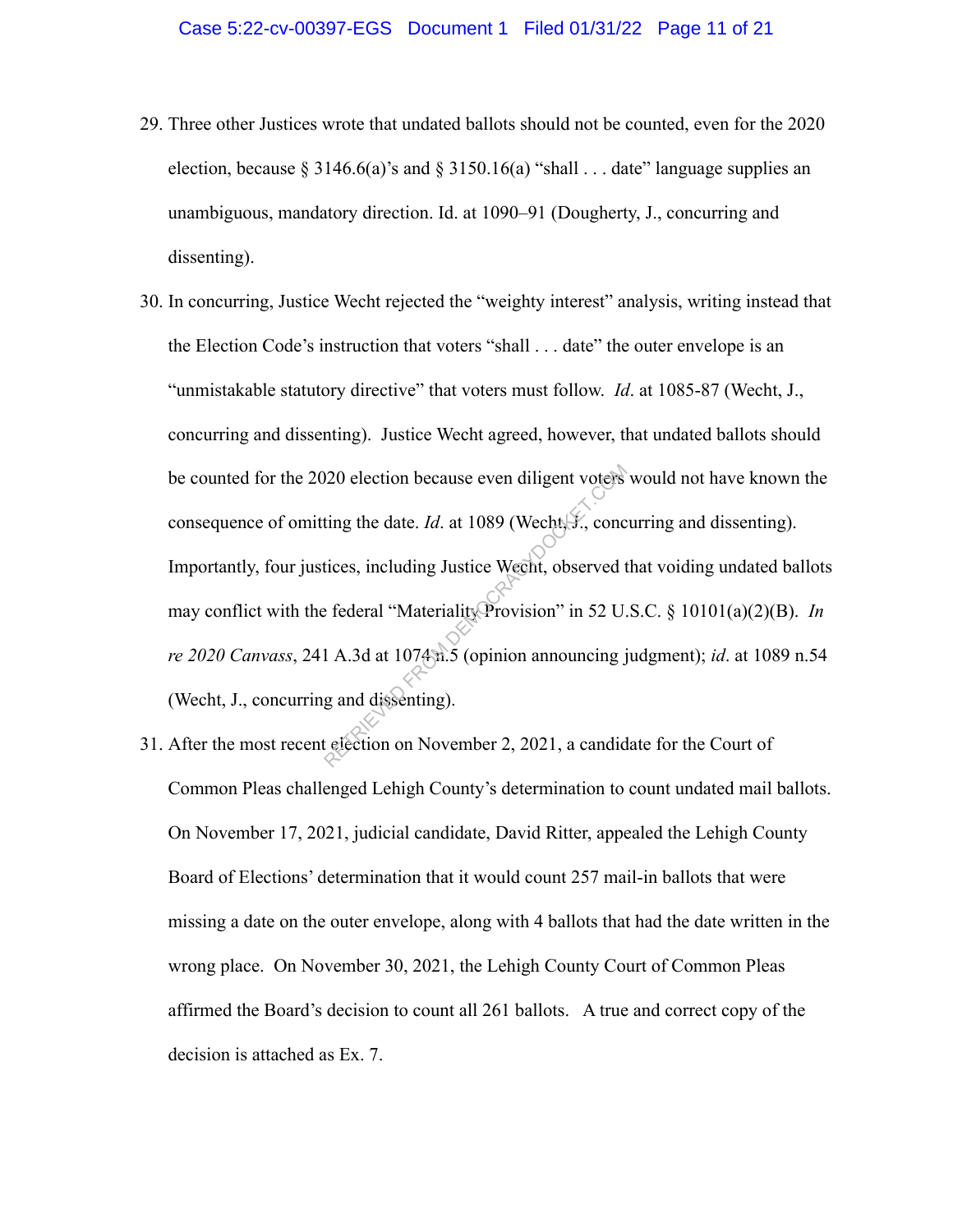29. Three other Justices wrote that undated ballots should not be counted, even for the 2020 election, because § 3146.6(a)'s and § 3150.16(a) "shall . . . date" language supplies an unambiguous, mandatory direction. Id. at 1090–91 (Dougherty, J., concurring and dissenting).

30. In concurring, Justice Wecht rejected the "weighty interest" analysis, writing instead that the Election Code's instruction that voters "shall . . . date" the outer envelope is an "unmistakable statutory directive" that voters must follow. *Id*. at 1085-87 (Wecht, J., concurring and dissenting). Justice Wecht agreed, however, that undated ballots should be counted for the 2020 election because even diligent voters would not have known the consequence of omitting the date. *Id*. at 1089 (Wecht, J., concurring and dissenting). Importantly, four justices, including Justice Wecht, observed that voiding undated ballots may conflict with the federal "Materiality Provision" in 52 U.S.C. § 10101(a)(2)(B). *In re 2020 Canvass*, 241 A.3d at 1074 n.5 (opinion announcing judgment); *id*. at 1089 n.54 (Wecht, J., concurring and dissenting).

31. After the most recent election on November 2, 2021, a candidate for the Court of Common Pleas challenged Lehigh County's determination to count undated mail ballots. On November 17, 2021, judicial candidate, David Ritter, appealed the Lehigh County Board of Elections' determination that it would count 257 mail-in ballots that were missing a date on the outer envelope, along with 4 ballots that had the date written in the wrong place. On November 30, 2021, the Lehigh County Court of Common Pleas affirmed the Board's decision to count all 261 ballots. A true and correct copy of the decision is attached as Ex. 7.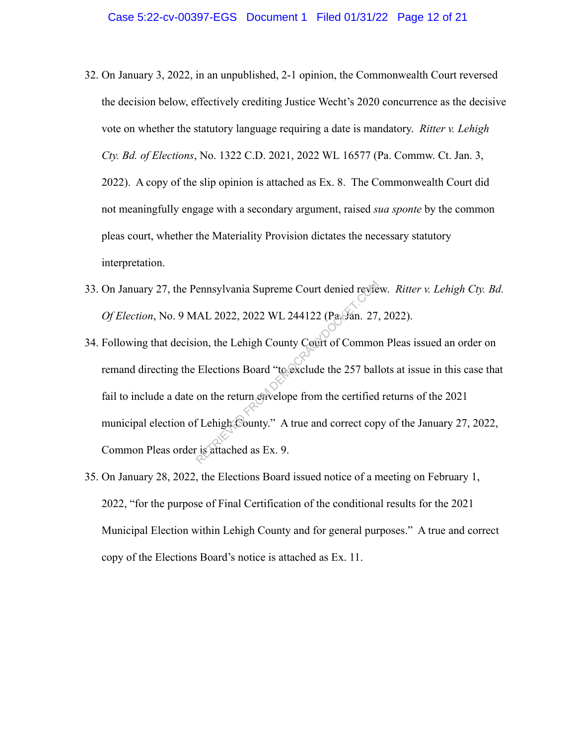32. On January 3, 2022, in an unpublished, 2-1 opinion, the Commonwealth Court reversed the decision below, effectively crediting Justice Wecht's 2020 concurrence as the decisive vote on whether the statutory language requiring a date is mandatory. *Ritter v. Lehigh Cty. Bd. of Elections*, No. 1322 C.D. 2021, 2022 WL 16577 (Pa. Commw. Ct. Jan. 3, 2022). A copy of the slip opinion is attached as Ex. 8. The Commonwealth Court did not meaningfully engage with a secondary argument, raised *sua sponte* by the common pleas court, whether the Materiality Provision dictates the necessary statutory interpretation.

33. On January 27, the Pennsylvania Supreme Court denied review. *Ritter v. Lehigh Cty. Bd. Of Election*, No. 9 MAL 2022, 2022 WL 244122 (Pa. Jan. 27, 2022).

34. Following that decision, the Lehigh County Court of Common Pleas issued an order on remand directing the Elections Board "to exclude the 257 ballots at issue in this case that fail to include a date on the return envelope from the certified returns of the 2021 municipal election of Lehigh County." A true and correct copy of the January 27, 2022, Common Pleas order is attached as Ex. 9.

35. On January 28, 2022, the Elections Board issued notice of a meeting on February 1, 2022, "for the purpose of Final Certification of the conditional results for the 2021 Municipal Election within Lehigh County and for general purposes." A true and correct copy of the Elections Board's notice is attached as Ex. 11.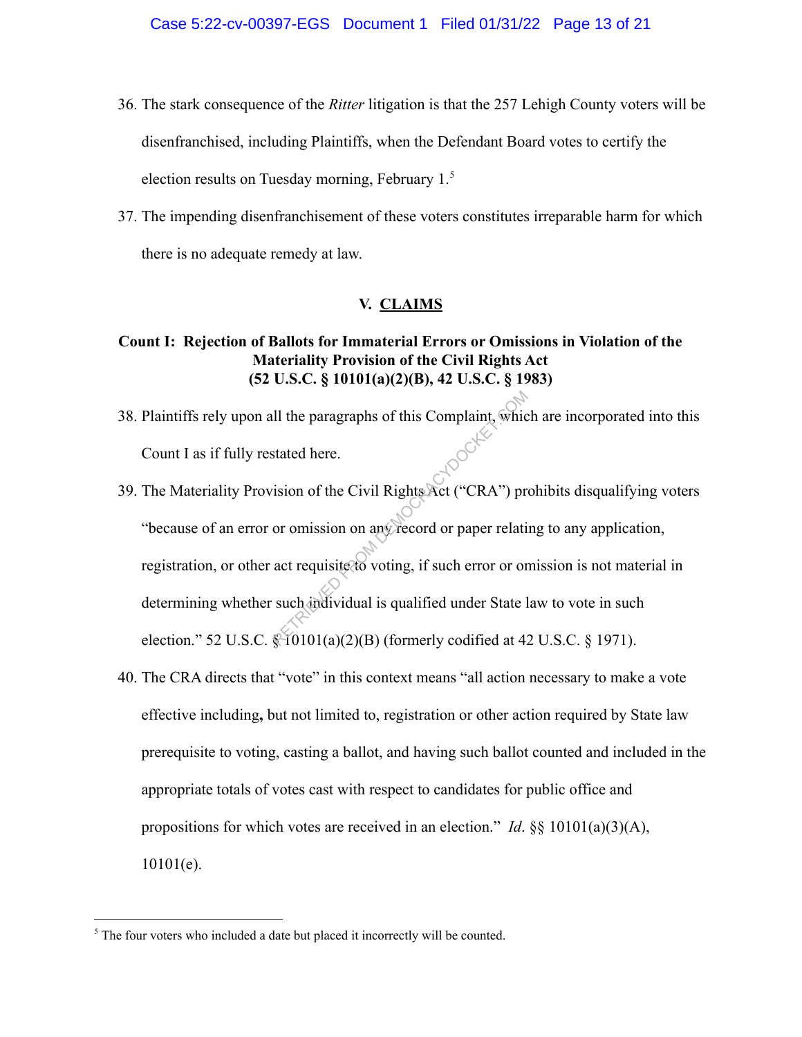36. The stark consequence of the *Ritter* litigation is that the 257 Lehigh County voters will be disenfranchised, including Plaintiffs, when the Defendant Board votes to certify the election results on Tuesday morning, February 1.[5]

37. The impending disenfranchisement of these voters constitutes irreparable harm for which there is no adequate remedy at law.

## V. CLAIMS

### Count I: Rejection of Ballots for Immaterial Errors or Omissions in Violation of the Materiality Provision of the Civil Rights Act (52 U.S.C. § 10101(a)(2)(B), 42 U.S.C. § 1983)

38. Plaintiffs rely upon all the paragraphs of this Complaint, which are incorporated into this Count I as if fully restated here.

39. The Materiality Provision of the Civil Rights Act ("CRA") prohibits disqualifying voters "because of an error or omission on any record or paper relating to any application, registration, or other act requisite to voting, if such error or omission is not material in determining whether such individual is qualified under State law to vote in such election." 52 U.S.C. § 10101(a)(2)(B) (formerly codified at 42 U.S.C. § 1971).

40. The CRA directs that "vote" in this context means "all action necessary to make a vote effective including**,** but not limited to, registration or other action required by State law prerequisite to voting, casting a ballot, and having such ballot counted and included in the appropriate totals of votes cast with respect to candidates for public office and propositions for which votes are received in an election." *Id*. §§ 10101(a)(3)(A), 10101(e).

---

[5] The four voters who included a date but placed it incorrectly will be counted.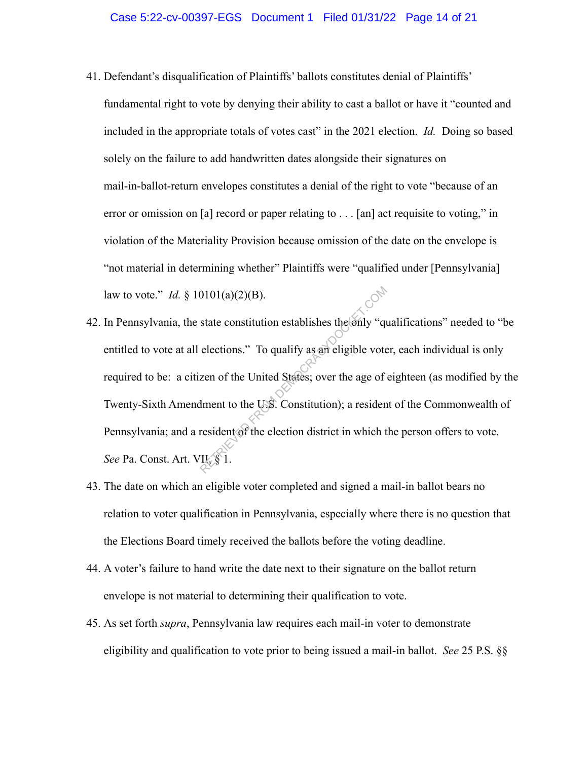41. Defendant's disqualification of Plaintiffs' ballots constitutes denial of Plaintiffs' fundamental right to vote by denying their ability to cast a ballot or have it "counted and included in the appropriate totals of votes cast" in the 2021 election. *Id.* Doing so based solely on the failure to add handwritten dates alongside their signatures on mail-in-ballot-return envelopes constitutes a denial of the right to vote "because of an error or omission on [a] record or paper relating to . . . [an] act requisite to voting," in violation of the Materiality Provision because omission of the date on the envelope is "not material in determining whether" Plaintiffs were "qualified under [Pennsylvania] law to vote." *Id.* § 10101(a)(2)(B).

42. In Pennsylvania, the state constitution establishes the only "qualifications" needed to "be entitled to vote at all elections." To qualify as an eligible voter, each individual is only required to be: a citizen of the United States; over the age of eighteen (as modified by the Twenty-Sixth Amendment to the U.S. Constitution); a resident of the Commonwealth of Pennsylvania; and a resident of the election district in which the person offers to vote. *See* Pa. Const. Art. VII, § 1.

43. The date on which an eligible voter completed and signed a mail-in ballot bears no relation to voter qualification in Pennsylvania, especially where there is no question that the Elections Board timely received the ballots before the voting deadline.

44. A voter's failure to hand write the date next to their signature on the ballot return envelope is not material to determining their qualification to vote.

45. As set forth *supra*, Pennsylvania law requires each mail-in voter to demonstrate eligibility and qualification to vote prior to being issued a mail-in ballot. *See* 25 P.S. §§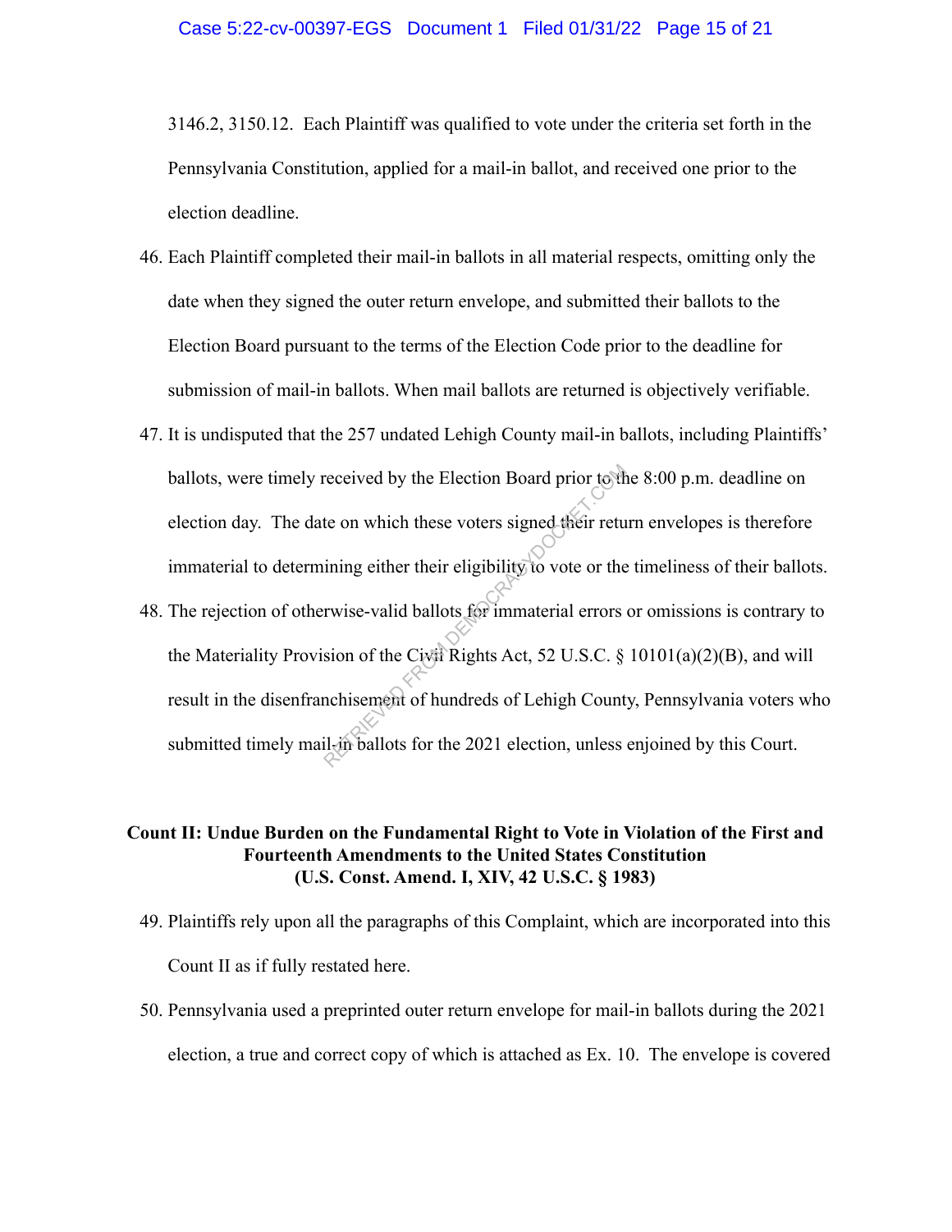3146.2, 3150.12. Each Plaintiff was qualified to vote under the criteria set forth in the Pennsylvania Constitution, applied for a mail-in ballot, and received one prior to the election deadline.

46. Each Plaintiff completed their mail-in ballots in all material respects, omitting only the date when they signed the outer return envelope, and submitted their ballots to the Election Board pursuant to the terms of the Election Code prior to the deadline for submission of mail-in ballots. When mail ballots are returned is objectively verifiable.

47. It is undisputed that the 257 undated Lehigh County mail-in ballots, including Plaintiffs' ballots, were timely received by the Election Board prior to the 8:00 p.m. deadline on election day. The date on which these voters signed their return envelopes is therefore immaterial to determining either their eligibility to vote or the timeliness of their ballots.

48. The rejection of otherwise-valid ballots for immaterial errors or omissions is contrary to the Materiality Provision of the Civil Rights Act, 52 U.S.C. § 10101(a)(2)(B), and will result in the disenfranchisement of hundreds of Lehigh County, Pennsylvania voters who submitted timely mail-in ballots for the 2021 election, unless enjoined by this Court.

## Count II: Undue Burden on the Fundamental Right to Vote in Violation of the First and Fourteenth Amendments to the United States Constitution (U.S. Const. Amend. I, XIV, 42 U.S.C. § 1983)

49. Plaintiffs rely upon all the paragraphs of this Complaint, which are incorporated into this Count II as if fully restated here.

50. Pennsylvania used a preprinted outer return envelope for mail-in ballots during the 2021 election, a true and correct copy of which is attached as Ex. 10. The envelope is covered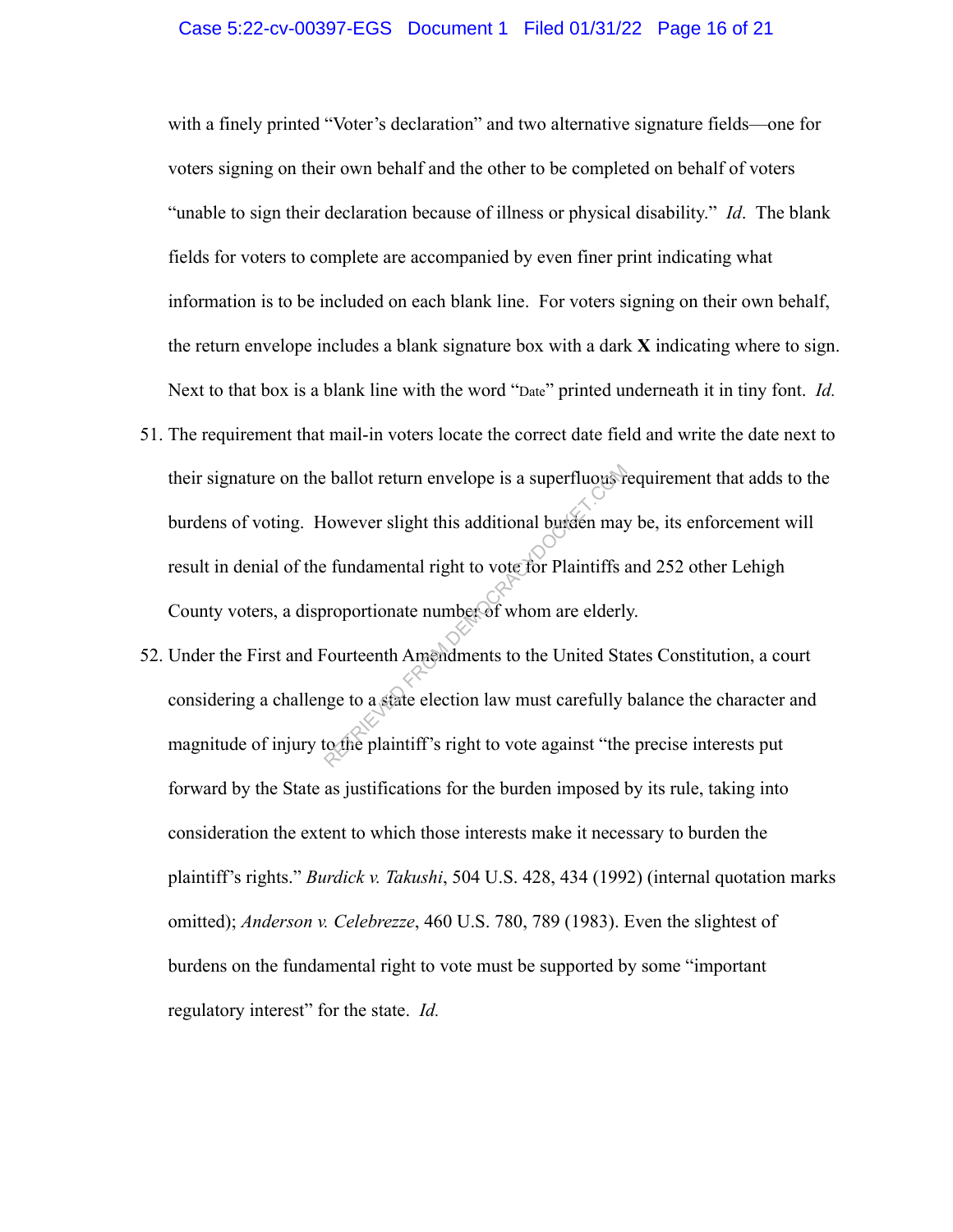with a finely printed "Voter's declaration" and two alternative signature fields—one for voters signing on their own behalf and the other to be completed on behalf of voters "unable to sign their declaration because of illness or physical disability." *Id*. The blank fields for voters to complete are accompanied by even finer print indicating what information is to be included on each blank line. For voters signing on their own behalf, the return envelope includes a blank signature box with a dark **X** indicating where to sign. Next to that box is a blank line with the word "Date" printed underneath it in tiny font. *Id.*

51. The requirement that mail-in voters locate the correct date field and write the date next to their signature on the ballot return envelope is a superfluous requirement that adds to the burdens of voting. However slight this additional burden may be, its enforcement will result in denial of the fundamental right to vote for Plaintiffs and 252 other Lehigh County voters, a disproportionate number of whom are elderly.

52. Under the First and Fourteenth Amendments to the United States Constitution, a court considering a challenge to a state election law must carefully balance the character and magnitude of injury to the plaintiff's right to vote against "the precise interests put forward by the State as justifications for the burden imposed by its rule, taking into consideration the extent to which those interests make it necessary to burden the plaintiff's rights." *Burdick v. Takushi*, 504 U.S. 428, 434 (1992) (internal quotation marks omitted); *Anderson v. Celebrezze*, 460 U.S. 780, 789 (1983). Even the slightest of burdens on the fundamental right to vote must be supported by some "important regulatory interest" for the state. *Id.*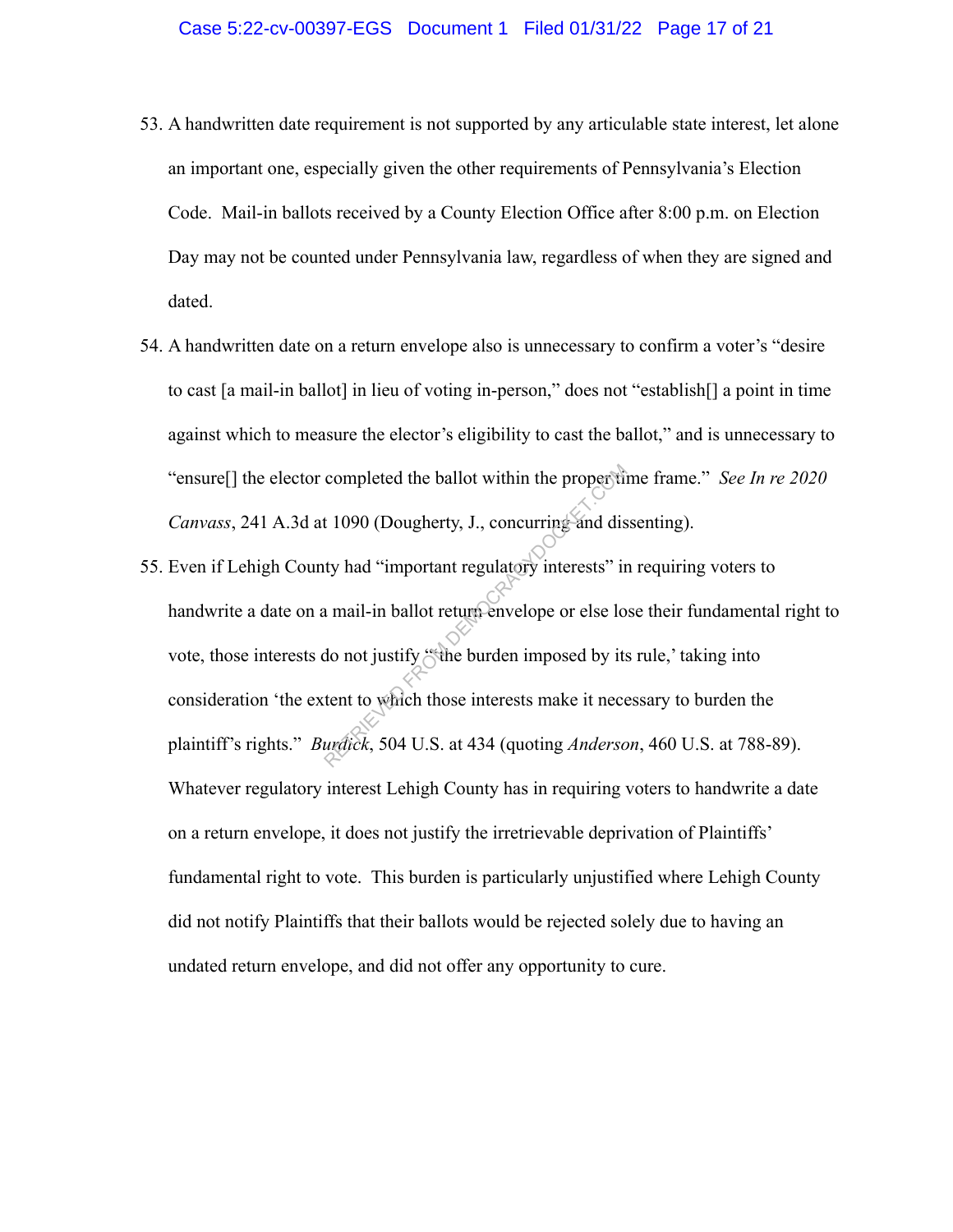53. A handwritten date requirement is not supported by any articulable state interest, let alone an important one, especially given the other requirements of Pennsylvania's Election Code. Mail-in ballots received by a County Election Office after 8:00 p.m. on Election Day may not be counted under Pennsylvania law, regardless of when they are signed and dated.

54. A handwritten date on a return envelope also is unnecessary to confirm a voter's "desire to cast [a mail-in ballot] in lieu of voting in-person," does not "establish[] a point in time against which to measure the elector's eligibility to cast the ballot," and is unnecessary to "ensure[] the elector completed the ballot within the proper time frame." *See In re 2020 Canvass*, 241 A.3d at 1090 (Dougherty, J., concurring and dissenting).

55. Even if Lehigh County had "important regulatory interests" in requiring voters to handwrite a date on a mail-in ballot return envelope or else lose their fundamental right to vote, those interests do not justify "'the burden imposed by its rule,' taking into consideration 'the extent to which those interests make it necessary to burden the plaintiff's rights." *Burdick*, 504 U.S. at 434 (quoting *Anderson*, 460 U.S. at 788-89). Whatever regulatory interest Lehigh County has in requiring voters to handwrite a date on a return envelope, it does not justify the irretrievable deprivation of Plaintiffs' fundamental right to vote. This burden is particularly unjustified where Lehigh County did not notify Plaintiffs that their ballots would be rejected solely due to having an undated return envelope, and did not offer any opportunity to cure.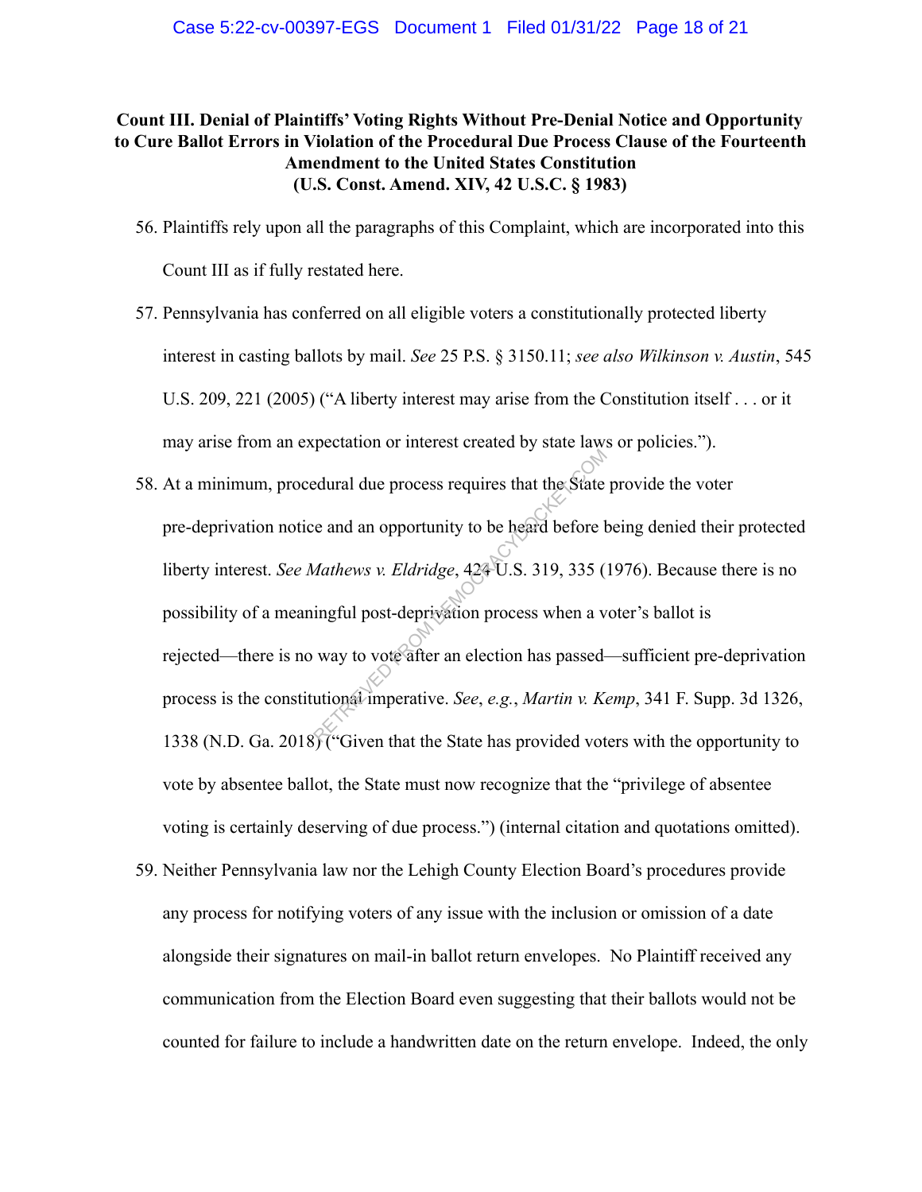**Count III. Denial of Plaintiffs' Voting Rights Without Pre-Denial Notice and Opportunity to Cure Ballot Errors in Violation of the Procedural Due Process Clause of the Fourteenth Amendment to the United States Constitution**
**(U.S. Const. Amend. XIV, 42 U.S.C. § 1983)**

56. Plaintiffs rely upon all the paragraphs of this Complaint, which are incorporated into this Count III as if fully restated here.

57. Pennsylvania has conferred on all eligible voters a constitutionally protected liberty interest in casting ballots by mail. *See* 25 P.S. § 3150.11; *see also Wilkinson v. Austin*, 545 U.S. 209, 221 (2005) ("A liberty interest may arise from the Constitution itself . . . or it may arise from an expectation or interest created by state laws or policies.").

58. At a minimum, procedural due process requires that the State provide the voter pre-deprivation notice and an opportunity to be heard before being denied their protected liberty interest. *See Mathews v. Eldridge*, 424 U.S. 319, 335 (1976). Because there is no possibility of a meaningful post-deprivation process when a voter's ballot is rejected—there is no way to vote after an election has passed—sufficient pre-deprivation process is the constitutional imperative. *See*, *e.g.*, *Martin v. Kemp*, 341 F. Supp. 3d 1326, 1338 (N.D. Ga. 2018) ("Given that the State has provided voters with the opportunity to vote by absentee ballot, the State must now recognize that the "privilege of absentee voting is certainly deserving of due process.") (internal citation and quotations omitted).

59. Neither Pennsylvania law nor the Lehigh County Election Board's procedures provide any process for notifying voters of any issue with the inclusion or omission of a date alongside their signatures on mail-in ballot return envelopes. No Plaintiff received any communication from the Election Board even suggesting that their ballots would not be counted for failure to include a handwritten date on the return envelope. Indeed, the only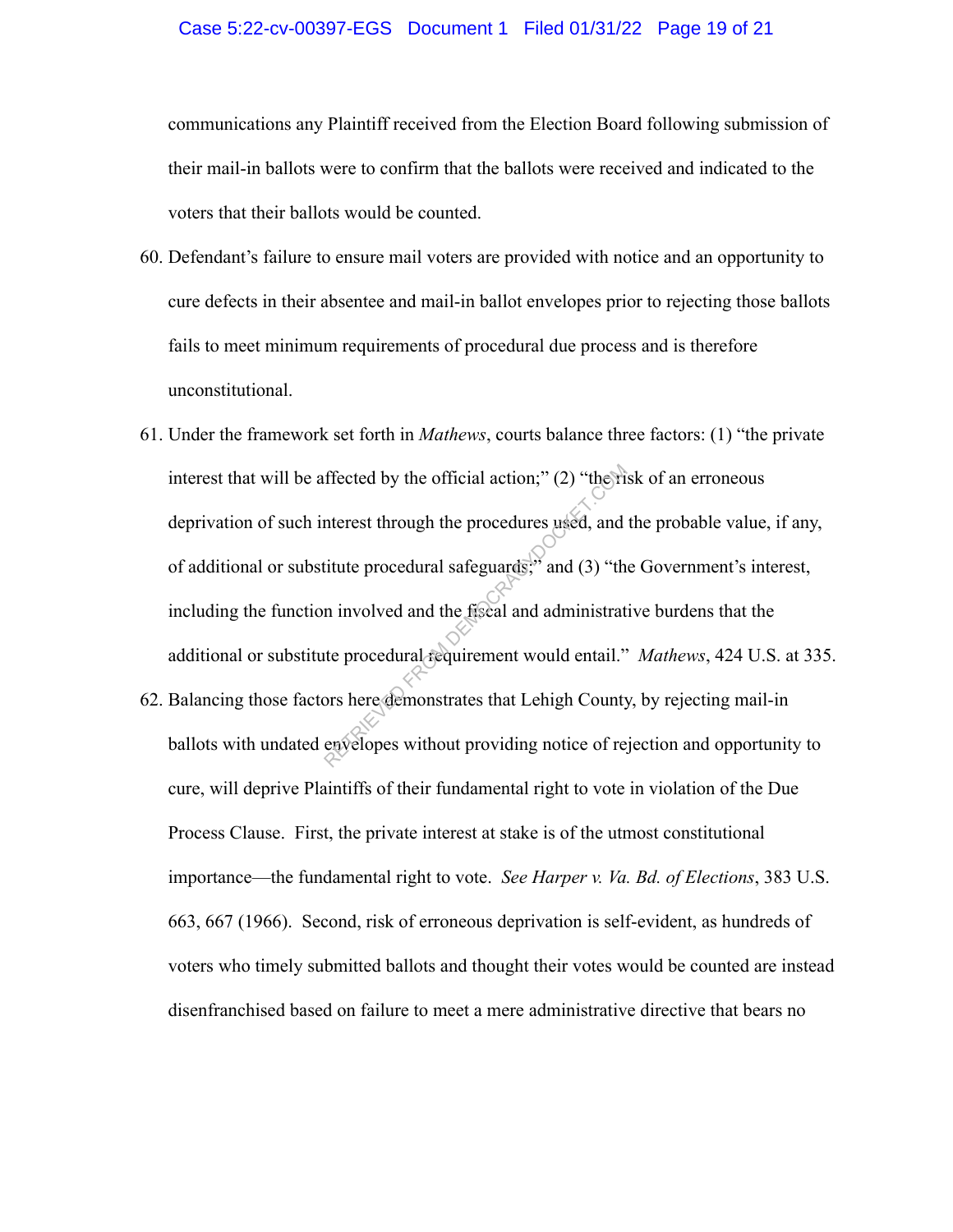communications any Plaintiff received from the Election Board following submission of their mail-in ballots were to confirm that the ballots were received and indicated to the voters that their ballots would be counted.

60. Defendant's failure to ensure mail voters are provided with notice and an opportunity to cure defects in their absentee and mail-in ballot envelopes prior to rejecting those ballots fails to meet minimum requirements of procedural due process and is therefore unconstitutional.

61. Under the framework set forth in *Mathews*, courts balance three factors: (1) "the private interest that will be affected by the official action;" (2) "the risk of an erroneous deprivation of such interest through the procedures used, and the probable value, if any, of additional or substitute procedural safeguards;" and (3) "the Government's interest, including the function involved and the fiscal and administrative burdens that the additional or substitute procedural requirement would entail." *Mathews*, 424 U.S. at 335.

62. Balancing those factors here demonstrates that Lehigh County, by rejecting mail-in ballots with undated envelopes without providing notice of rejection and opportunity to cure, will deprive Plaintiffs of their fundamental right to vote in violation of the Due Process Clause. First, the private interest at stake is of the utmost constitutional importance—the fundamental right to vote. *See Harper v. Va. Bd. of Elections*, 383 U.S. 663, 667 (1966). Second, risk of erroneous deprivation is self-evident, as hundreds of voters who timely submitted ballots and thought their votes would be counted are instead disenfranchised based on failure to meet a mere administrative directive that bears no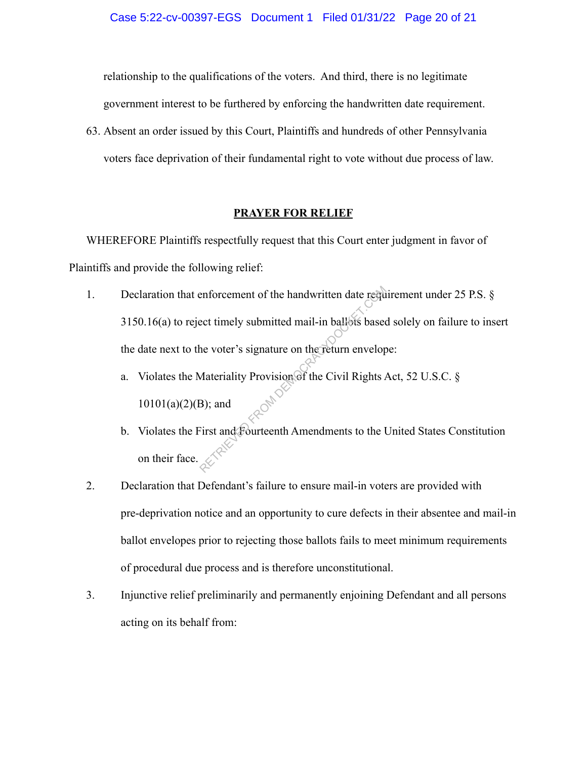relationship to the qualifications of the voters. And third, there is no legitimate government interest to be furthered by enforcing the handwritten date requirement.

63. Absent an order issued by this Court, Plaintiffs and hundreds of other Pennsylvania voters face deprivation of their fundamental right to vote without due process of law.

## PRAYER FOR RELIEF

WHEREFORE Plaintiffs respectfully request that this Court enter judgment in favor of Plaintiffs and provide the following relief:

1. Declaration that enforcement of the handwritten date requirement under 25 P.S. § 3150.16(a) to reject timely submitted mail-in ballots based solely on failure to insert the date next to the voter's signature on the return envelope:

   a. Violates the Materiality Provision of the Civil Rights Act, 52 U.S.C. § 10101(a)(2)(B); and

   b. Violates the First and Fourteenth Amendments to the United States Constitution on their face.

2. Declaration that Defendant's failure to ensure mail-in voters are provided with pre-deprivation notice and an opportunity to cure defects in their absentee and mail-in ballot envelopes prior to rejecting those ballots fails to meet minimum requirements of procedural due process and is therefore unconstitutional.

3. Injunctive relief preliminarily and permanently enjoining Defendant and all persons acting on its behalf from: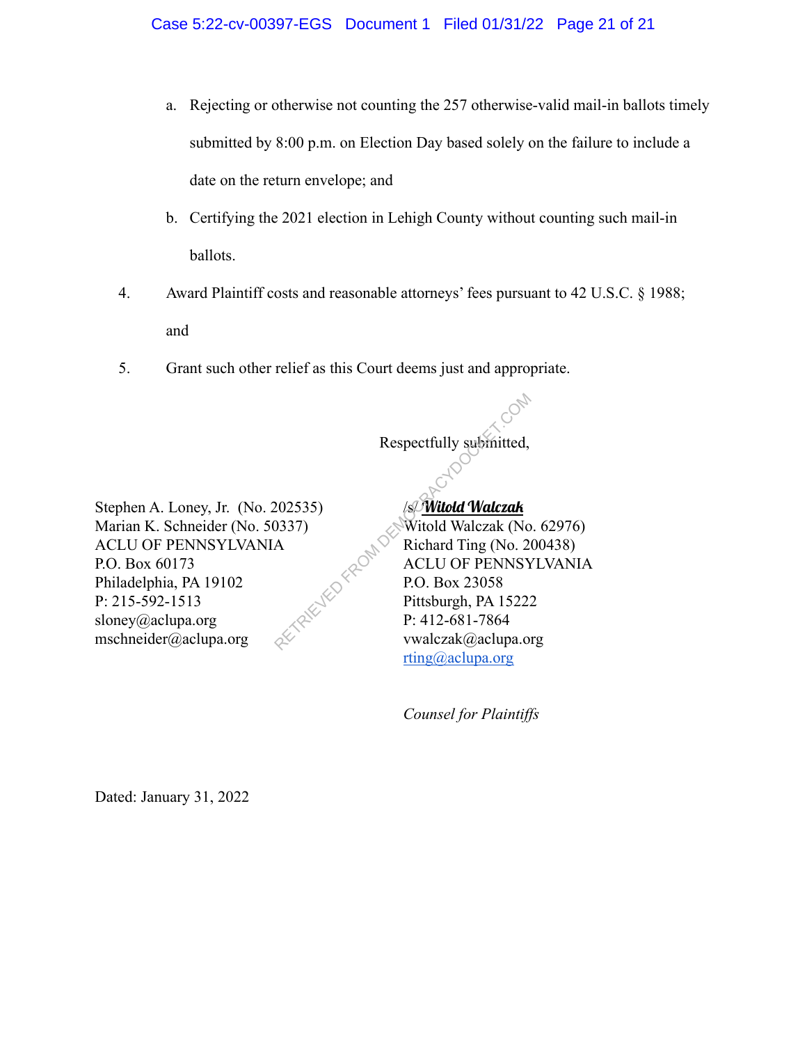a. Rejecting or otherwise not counting the 257 otherwise-valid mail-in ballots timely submitted by 8:00 p.m. on Election Day based solely on the failure to include a date on the return envelope; and

b. Certifying the 2021 election in Lehigh County without counting such mail-in ballots.

4. Award Plaintiff costs and reasonable attorneys' fees pursuant to 42 U.S.C. § 1988; and

5. Grant such other relief as this Court deems just and appropriate.

Respectfully submitted,

/s/ *Witold Walczak*

Stephen A. Loney, Jr. (No. 202535)
Marian K. Schneider (No. 50337)
ACLU OF PENNSYLVANIA
P.O. Box 60173
Philadelphia, PA 19102
P: 215-592-1513
sloney@aclupa.org
mschneider@aclupa.org

Witold Walczak (No. 62976)
Richard Ting (No. 200438)
ACLU OF PENNSYLVANIA
P.O. Box 23058
Pittsburgh, PA 15222
P: 412-681-7864
vwalczak@aclupa.org
rting@aclupa.org

*Counsel for Plaintiffs*

Dated: January 31, 2022